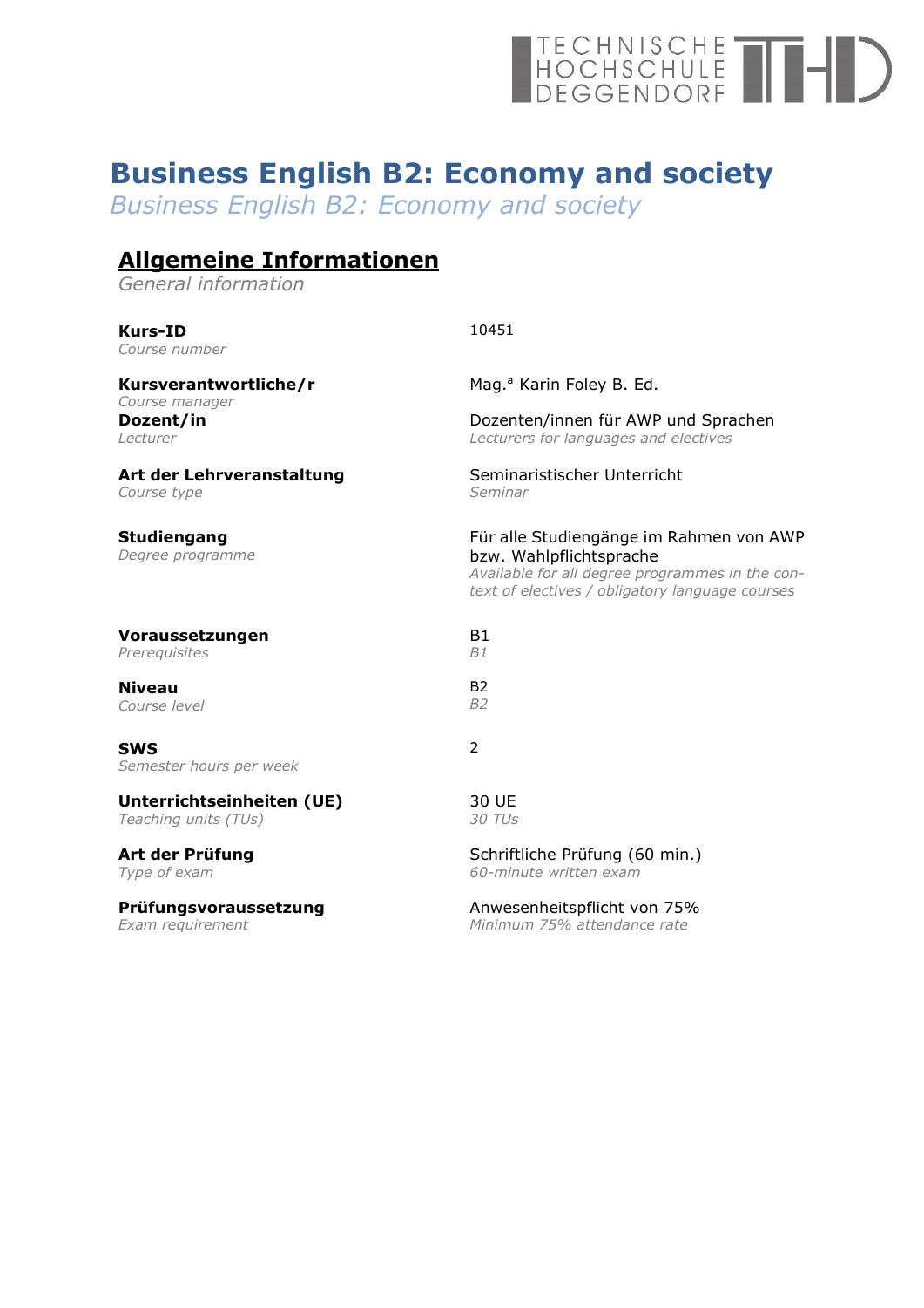# Business English B2: Economy and society

*Business English B2: Economy and society*

## Allgemeine Informationen

*General information*

| | |
|---|---|
| **Kurs-ID**<br>*Course number* | 10451 |
| **Kursverantwortliche/r**<br>*Course manager* | Mag.ª Karin Foley B. Ed. |
| **Dozent/in**<br>*Lecturer* | Dozenten/innen für AWP und Sprachen<br>*Lecturers for languages and electives* |
| **Art der Lehrveranstaltung**<br>*Course type* | Seminaristischer Unterricht<br>*Seminar* |
| **Studiengang**<br>*Degree programme* | Für alle Studiengänge im Rahmen von AWP bzw. Wahlpflichtsprache<br>*Available for all degree programmes in the context of electives / obligatory language courses* |
| **Voraussetzungen**<br>*Prerequisites* | B1<br>*B1* |
| **Niveau**<br>*Course level* | B2<br>*B2* |
| **SWS**<br>*Semester hours per week* | 2 |
| **Unterrichtseinheiten (UE)**<br>*Teaching units (TUs)* | 30 UE<br>*30 TUs* |
| **Art der Prüfung**<br>*Type of exam* | Schriftliche Prüfung (60 min.)<br>*60-minute written exam* |
| **Prüfungsvoraussetzung**<br>*Exam requirement* | Anwesenheitspflicht von 75%<br>*Minimum 75% attendance rate* |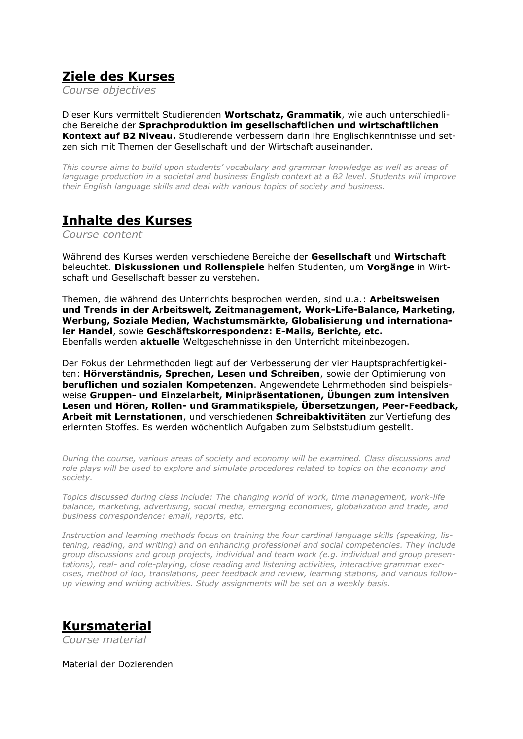## Ziele des Kurses

*Course objectives*

Dieser Kurs vermittelt Studierenden **Wortschatz, Grammatik**, wie auch unterschiedliche Bereiche der **Sprachproduktion im gesellschaftlichen und wirtschaftlichen Kontext auf B2 Niveau.** Studierende verbessern darin ihre Englischkenntnisse und setzen sich mit Themen der Gesellschaft und der Wirtschaft auseinander.

*This course aims to build upon students' vocabulary and grammar knowledge as well as areas of language production in a societal and business English context at a B2 level. Students will improve their English language skills and deal with various topics of society and business.*

## Inhalte des Kurses

*Course content*

Während des Kurses werden verschiedene Bereiche der **Gesellschaft** und **Wirtschaft** beleuchtet. **Diskussionen und Rollenspiele** helfen Studenten, um **Vorgänge** in Wirtschaft und Gesellschaft besser zu verstehen.

Themen, die während des Unterrichts besprochen werden, sind u.a.: **Arbeitsweisen und Trends in der Arbeitswelt, Zeitmanagement, Work-Life-Balance, Marketing, Werbung, Soziale Medien, Wachstumsmärkte, Globalisierung und internationaler Handel**, sowie **Geschäftskorrespondenz: E-Mails, Berichte, etc.**
Ebenfalls werden **aktuelle** Weltgeschehnisse in den Unterricht miteinbezogen.

Der Fokus der Lehrmethoden liegt auf der Verbesserung der vier Hauptsprachfertigkeiten: **Hörverständnis, Sprechen, Lesen und Schreiben**, sowie der Optimierung von **beruflichen und sozialen Kompetenzen**. Angewendete Lehrmethoden sind beispielsweise **Gruppen- und Einzelarbeit, Minipräsentationen, Übungen zum intensiven Lesen und Hören, Rollen- und Grammatikspiele, Übersetzungen, Peer-Feedback, Arbeit mit Lernstationen**, und verschiedenen **Schreibaktivitäten** zur Vertiefung des erlernten Stoffes. Es werden wöchentlich Aufgaben zum Selbststudium gestellt.

*During the course, various areas of society and economy will be examined. Class discussions and role plays will be used to explore and simulate procedures related to topics on the economy and society.*

*Topics discussed during class include: The changing world of work, time management, work-life balance, marketing, advertising, social media, emerging economies, globalization and trade, and business correspondence: email, reports, etc.*

*Instruction and learning methods focus on training the four cardinal language skills (speaking, listening, reading, and writing) and on enhancing professional and social competencies. They include group discussions and group projects, individual and team work (e.g. individual and group presentations), real- and role-playing, close reading and listening activities, interactive grammar exercises, method of loci, translations, peer feedback and review, learning stations, and various follow-up viewing and writing activities. Study assignments will be set on a weekly basis.*

## Kursmaterial

*Course material*

Material der Dozierenden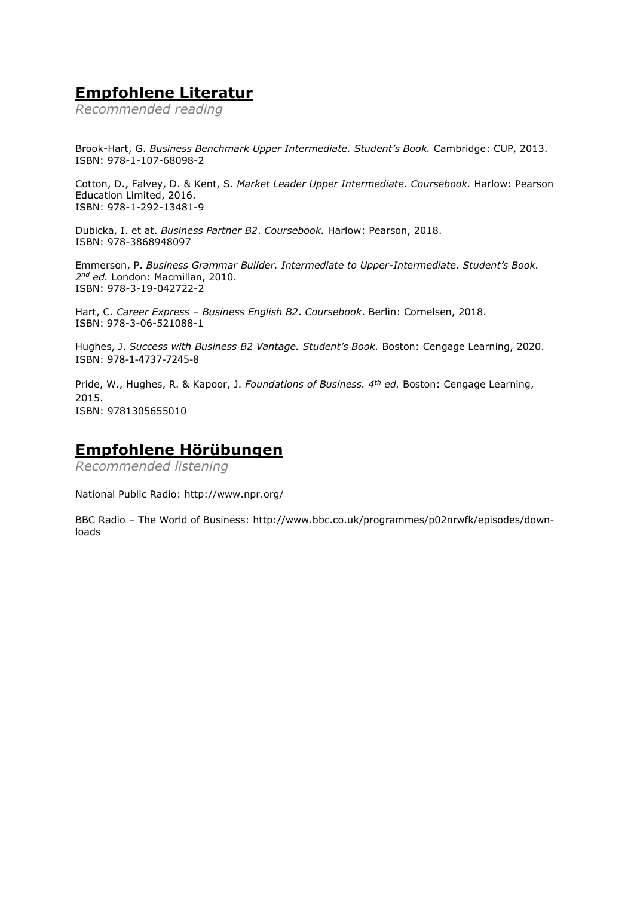## **Empfohlene Literatur**

*Recommended reading*

Brook-Hart, G. *Business Benchmark Upper Intermediate. Student's Book.* Cambridge: CUP, 2013.
ISBN: 978-1-107-68098-2

Cotton, D., Falvey, D. & Kent, S. *Market Leader Upper Intermediate. Coursebook.* Harlow: Pearson Education Limited, 2016.
ISBN: 978-1-292-13481-9

Dubicka, I. et at. *Business Partner B2*. *Coursebook.* Harlow: Pearson, 2018.
ISBN: 978-3868948097

Emmerson, P. *Business Grammar Builder. Intermediate to Upper-Intermediate. Student's Book. 2nd ed.* London: Macmillan, 2010.
ISBN: 978-3-19-042722-2

Hart, C. *Career Express – Business English B2*. *Coursebook*. Berlin: Cornelsen, 2018.
ISBN: 978-3-06-521088-1

Hughes, J. *Success with Business B2 Vantage. Student's Book.* Boston: Cengage Learning, 2020.
ISBN: 978-1-4737-7245-8

Pride, W., Hughes, R. & Kapoor, J. *Foundations of Business. 4th ed.* Boston: Cengage Learning, 2015.
ISBN: 9781305655010

## **Empfohlene Hörübungen**

*Recommended listening*

National Public Radio: http://www.npr.org/

BBC Radio – The World of Business: http://www.bbc.co.uk/programmes/p02nrwfk/episodes/downloads